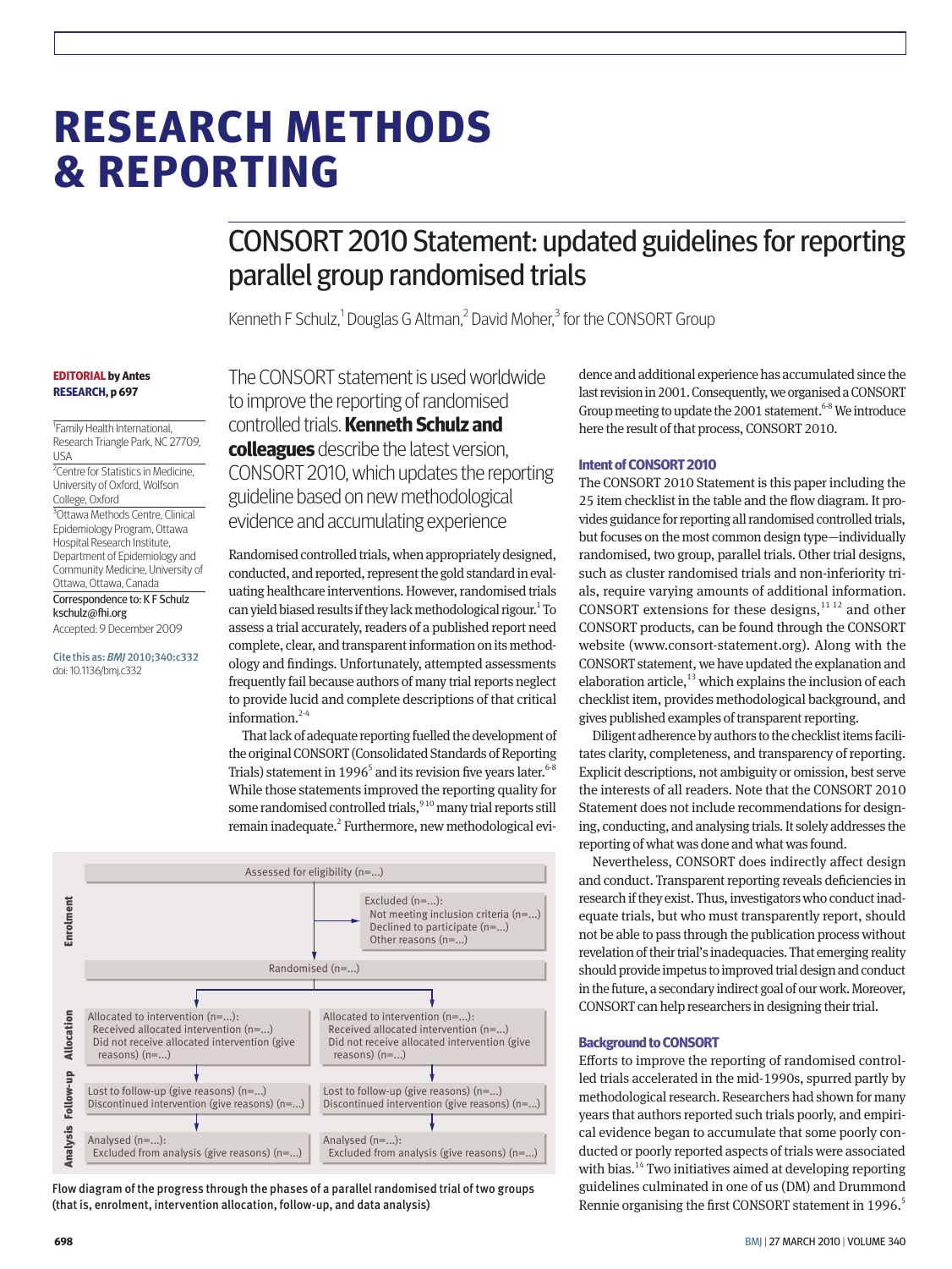# RESEARCH METHODS & REPORTING

## CONSORT 2010 Statement: updated guidelines for reporting parallel group randomised trials

Kenneth F Schulz,[1] Douglas G Altman,[2] David Moher,[3] for the CONSORT Group

**EDITORIAL by Antes**
**RESEARCH, p 697**

[1]Family Health International, Research Triangle Park, NC 27709, USA
[2]Centre for Statistics in Medicine, University of Oxford, Wolfson College, Oxford
[3]Ottawa Methods Centre, Clinical Epidemiology Program, Ottawa Hospital Research Institute, Department of Epidemiology and Community Medicine, University of Ottawa, Ottawa, Canada

Correspondence to: K F Schulz kschulz@fhi.org

Accepted: 9 December 2009

Cite this as: *BMJ* 2010;340:c332
doi: 10.1136/bmj.c332

The CONSORT statement is used worldwide to improve the reporting of randomised controlled trials. **Kenneth Schulz and colleagues** describe the latest version, CONSORT 2010, which updates the reporting guideline based on new methodological evidence and accumulating experience

Randomised controlled trials, when appropriately designed, conducted, and reported, represent the gold standard in evaluating healthcare interventions. However, randomised trials can yield biased results if they lack methodological rigour.[1] To assess a trial accurately, readers of a published report need complete, clear, and transparent information on its methodology and findings. Unfortunately, attempted assessments frequently fail because authors of many trial reports neglect to provide lucid and complete descriptions of that critical information.[2-4]

That lack of adequate reporting fuelled the development of the original CONSORT (Consolidated Standards of Reporting Trials) statement in 1996[5] and its revision five years later.[6-8] While those statements improved the reporting quality for some randomised controlled trials,[9 10] many trial reports still remain inadequate.[2] Furthermore, new methodological evidence and additional experience has accumulated since the last revision in 2001. Consequently, we organised a CONSORT Group meeting to update the 2001 statement.[6-8] We introduce here the result of that process, CONSORT 2010.

### Intent of CONSORT 2010

The CONSORT 2010 Statement is this paper including the 25 item checklist in the table and the flow diagram. It provides guidance for reporting all randomised controlled trials, but focuses on the most common design type—individually randomised, two group, parallel trials. Other trial designs, such as cluster randomised trials and non-inferiority trials, require varying amounts of additional information. CONSORT extensions for these designs,[11 12] and other CONSORT products, can be found through the CONSORT website (www.consort-statement.org). Along with the CONSORT statement, we have updated the explanation and elaboration article,[13] which explains the inclusion of each checklist item, provides methodological background, and gives published examples of transparent reporting.

Diligent adherence by authors to the checklist items facilitates clarity, completeness, and transparency of reporting. Explicit descriptions, not ambiguity or omission, best serve the interests of all readers. Note that the CONSORT 2010 Statement does not include recommendations for designing, conducting, and analysing trials. It solely addresses the reporting of what was done and what was found.

Nevertheless, CONSORT does indirectly affect design and conduct. Transparent reporting reveals deficiencies in research if they exist. Thus, investigators who conduct inadequate trials, but who must transparently report, should not be able to pass through the publication process without revelation of their trial's inadequacies. That emerging reality should provide impetus to improved trial design and conduct in the future, a secondary indirect goal of our work. Moreover, CONSORT can help researchers in designing their trial.

### Background to CONSORT

Efforts to improve the reporting of randomised controlled trials accelerated in the mid-1990s, spurred partly by methodological research. Researchers had shown for many years that authors reported such trials poorly, and empirical evidence began to accumulate that some poorly conducted or poorly reported aspects of trials were associated with bias.[14] Two initiatives aimed at developing reporting guidelines culminated in one of us (DM) and Drummond Rennie organising the first CONSORT statement in 1996.[5]

Enrolment

Assessed for eligibility (n=...)

Excluded (n=...):
Not meeting inclusion criteria (n=...)
Declined to participate (n=...)
Other reasons (n=...)

Randomised (n=...)

Allocation

Allocated to intervention (n=...):
Received allocated intervention (n=...)
Did not receive allocated intervention (give reasons) (n=...)

Allocated to intervention (n=...):
Received allocated intervention (n=...)
Did not receive allocated intervention (give reasons) (n=...)

Follow-up

Lost to follow-up (give reasons) (n=...)
Discontinued intervention (give reasons) (n=...)

Lost to follow-up (give reasons) (n=...)
Discontinued intervention (give reasons) (n=...)

Analysis

Analysed (n=...):
Excluded from analysis (give reasons) (n=...)

Analysed (n=...):
Excluded from analysis (give reasons) (n=...)

Flow diagram of the progress through the phases of a parallel randomised trial of two groups (that is, enrolment, intervention allocation, follow-up, and data analysis)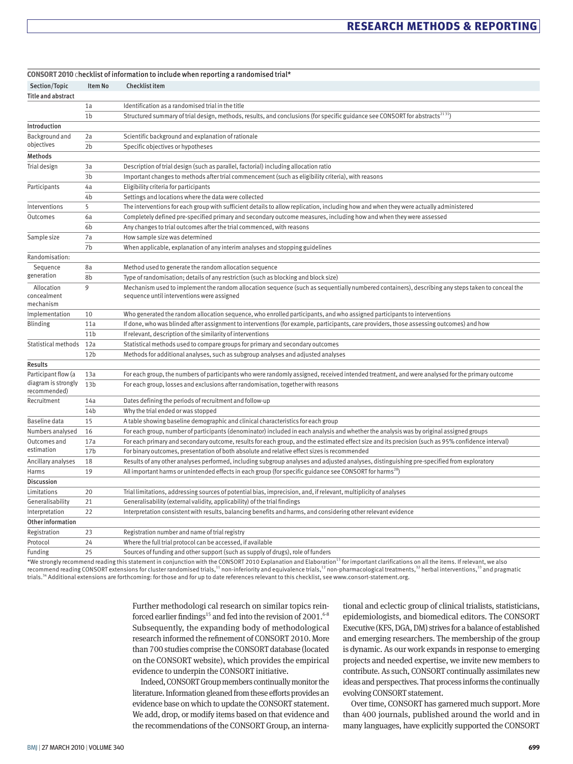**CONSORT 2010 checklist of information to include when reporting a randomised trial***

| Section/Topic | Item No | Checklist item |
|---|---|---|
| **Title and abstract** | | |
| | 1a | Identification as a randomised trial in the title |
| | 1b | Structured summary of trial design, methods, results, and conclusions (for specific guidance see CONSORT for abstracts[21 31]) |
| **Introduction** | | |
| Background and objectives | 2a | Scientific background and explanation of rationale |
| | 2b | Specific objectives or hypotheses |
| **Methods** | | |
| Trial design | 3a | Description of trial design (such as parallel, factorial) including allocation ratio |
| | 3b | Important changes to methods after trial commencement (such as eligibility criteria), with reasons |
| Participants | 4a | Eligibility criteria for participants |
| | 4b | Settings and locations where the data were collected |
| Interventions | 5 | The interventions for each group with sufficient details to allow replication, including how and when they were actually administered |
| Outcomes | 6a | Completely defined pre-specified primary and secondary outcome measures, including how and when they were assessed |
| | 6b | Any changes to trial outcomes after the trial commenced, with reasons |
| Sample size | 7a | How sample size was determined |
| | 7b | When applicable, explanation of any interim analyses and stopping guidelines |
| Randomisation: | | |
| Sequence generation | 8a | Method used to generate the random allocation sequence |
| | 8b | Type of randomisation; details of any restriction (such as blocking and block size) |
| Allocation concealment mechanism | 9 | Mechanism used to implement the random allocation sequence (such as sequentially numbered containers), describing any steps taken to conceal the sequence until interventions were assigned |
| Implementation | 10 | Who generated the random allocation sequence, who enrolled participants, and who assigned participants to interventions |
| Blinding | 11a | If done, who was blinded after assignment to interventions (for example, participants, care providers, those assessing outcomes) and how |
| | 11b | If relevant, description of the similarity of interventions |
| Statistical methods | 12a | Statistical methods used to compare groups for primary and secondary outcomes |
| | 12b | Methods for additional analyses, such as subgroup analyses and adjusted analyses |
| **Results** | | |
| Participant flow (a diagram is strongly recommended) | 13a | For each group, the numbers of participants who were randomly assigned, received intended treatment, and were analysed for the primary outcome |
| | 13b | For each group, losses and exclusions after randomisation, together with reasons |
| Recruitment | 14a | Dates defining the periods of recruitment and follow-up |
| | 14b | Why the trial ended or was stopped |
| Baseline data | 15 | A table showing baseline demographic and clinical characteristics for each group |
| Numbers analysed | 16 | For each group, number of participants (denominator) included in each analysis and whether the analysis was by original assigned groups |
| Outcomes and estimation | 17a | For each primary and secondary outcome, results for each group, and the estimated effect size and its precision (such as 95% confidence interval) |
| | 17b | For binary outcomes, presentation of both absolute and relative effect sizes is recommended |
| Ancillary analyses | 18 | Results of any other analyses performed, including subgroup analyses and adjusted analyses, distinguishing pre-specified from exploratory |
| Harms | 19 | All important harms or unintended effects in each group (for specific guidance see CONSORT for harms[28]) |
| **Discussion** | | |
| Limitations | 20 | Trial limitations, addressing sources of potential bias, imprecision, and, if relevant, multiplicity of analyses |
| Generalisability | 21 | Generalisability (external validity, applicability) of the trial findings |
| Interpretation | 22 | Interpretation consistent with results, balancing benefits and harms, and considering other relevant evidence |
| **Other information** | | |
| Registration | 23 | Registration number and name of trial registry |
| Protocol | 24 | Where the full trial protocol can be accessed, if available |
| Funding | 25 | Sources of funding and other support (such as supply of drugs), role of funders |

*We strongly recommend reading this statement in conjunction with the CONSORT 2010 Explanation and Elaboration[13] for important clarifications on all the items. If relevant, we also recommend reading CONSORT extensions for cluster randomised trials,[11] non-inferiority and equivalence trials,[12] non-pharmacological treatments,[32] herbal interventions,[33] and pragmatic trials.[34] Additional extensions are forthcoming: for those and for up to date references relevant to this checklist, see www.consort-statement.org.

Further methodological research on similar topics reinforced earlier findings[15] and fed into the revision of 2001.[6-8] Subsequently, the expanding body of methodological research informed the refinement of CONSORT 2010. More than 700 studies comprise the CONSORT database (located on the CONSORT website), which provides the empirical evidence to underpin the CONSORT initiative.

Indeed, CONSORT Group members continually monitor the literature. Information gleaned from these efforts provides an evidence base on which to update the CONSORT statement. We add, drop, or modify items based on that evidence and the recommendations of the CONSORT Group, an international and eclectic group of clinical trialists, statisticians, epidemiologists, and biomedical editors. The CONSORT Executive (KFS, DGA, DM) strives for a balance of established and emerging researchers. The membership of the group is dynamic. As our work expands in response to emerging projects and needed expertise, we invite new members to contribute. As such, CONSORT continually assimilates new ideas and perspectives. That process informs the continually evolving CONSORT statement.

Over time, CONSORT has garnered much support. More than 400 journals, published around the world and in many languages, have explicitly supported the CONSORT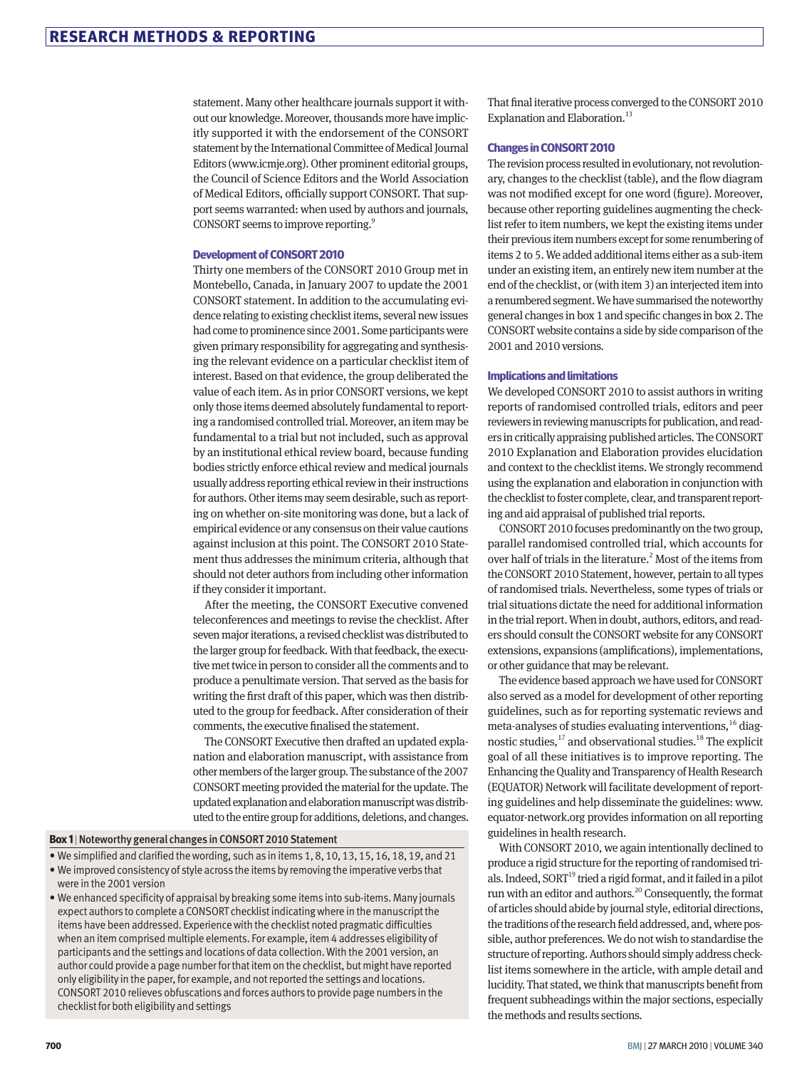statement. Many other healthcare journals support it without our knowledge. Moreover, thousands more have implicitly supported it with the endorsement of the CONSORT statement by the International Committee of Medical Journal Editors (www.icmje.org). Other prominent editorial groups, the Council of Science Editors and the World Association of Medical Editors, officially support CONSORT. That support seems warranted: when used by authors and journals, CONSORT seems to improve reporting.[9]

### Development of CONSORT 2010

Thirty one members of the CONSORT 2010 Group met in Montebello, Canada, in January 2007 to update the 2001 CONSORT statement. In addition to the accumulating evidence relating to existing checklist items, several new issues had come to prominence since 2001. Some participants were given primary responsibility for aggregating and synthesising the relevant evidence on a particular checklist item of interest. Based on that evidence, the group deliberated the value of each item. As in prior CONSORT versions, we kept only those items deemed absolutely fundamental to reporting a randomised controlled trial. Moreover, an item may be fundamental to a trial but not included, such as approval by an institutional ethical review board, because funding bodies strictly enforce ethical review and medical journals usually address reporting ethical review in their instructions for authors. Other items may seem desirable, such as reporting on whether on-site monitoring was done, but a lack of empirical evidence or any consensus on their value cautions against inclusion at this point. The CONSORT 2010 Statement thus addresses the minimum criteria, although that should not deter authors from including other information if they consider it important.

After the meeting, the CONSORT Executive convened teleconferences and meetings to revise the checklist. After seven major iterations, a revised checklist was distributed to the larger group for feedback. With that feedback, the executive met twice in person to consider all the comments and to produce a penultimate version. That served as the basis for writing the first draft of this paper, which was then distributed to the group for feedback. After consideration of their comments, the executive finalised the statement.

The CONSORT Executive then drafted an updated explanation and elaboration manuscript, with assistance from other members of the larger group. The substance of the 2007 CONSORT meeting provided the material for the update. The updated explanation and elaboration manuscript was distributed to the entire group for additions, deletions, and changes. That final iterative process converged to the CONSORT 2010 Explanation and Elaboration.[13]

**Box 1** | Noteworthy general changes in CONSORT 2010 Statement

- We simplified and clarified the wording, such as in items 1, 8, 10, 13, 15, 16, 18, 19, and 21
- We improved consistency of style across the items by removing the imperative verbs that were in the 2001 version
- We enhanced specificity of appraisal by breaking some items into sub-items. Many journals expect authors to complete a CONSORT checklist indicating where in the manuscript the items have been addressed. Experience with the checklist noted pragmatic difficulties when an item comprised multiple elements. For example, item 4 addresses eligibility of participants and the settings and locations of data collection. With the 2001 version, an author could provide a page number for that item on the checklist, but might have reported only eligibility in the paper, for example, and not reported the settings and locations. CONSORT 2010 relieves obfuscations and forces authors to provide page numbers in the checklist for both eligibility and settings

### Changes in CONSORT 2010

The revision process resulted in evolutionary, not revolutionary, changes to the checklist (table), and the flow diagram was not modified except for one word (figure). Moreover, because other reporting guidelines augmenting the checklist refer to item numbers, we kept the existing items under their previous item numbers except for some renumbering of items 2 to 5. We added additional items either as a sub-item under an existing item, an entirely new item number at the end of the checklist, or (with item 3) an interjected item into a renumbered segment. We have summarised the noteworthy general changes in box 1 and specific changes in box 2. The CONSORT website contains a side by side comparison of the 2001 and 2010 versions.

### Implications and limitations

We developed CONSORT 2010 to assist authors in writing reports of randomised controlled trials, editors and peer reviewers in reviewing manuscripts for publication, and readers in critically appraising published articles. The CONSORT 2010 Explanation and Elaboration provides elucidation and context to the checklist items. We strongly recommend using the explanation and elaboration in conjunction with the checklist to foster complete, clear, and transparent reporting and aid appraisal of published trial reports.

CONSORT 2010 focuses predominantly on the two group, parallel randomised controlled trial, which accounts for over half of trials in the literature.[2] Most of the items from the CONSORT 2010 Statement, however, pertain to all types of randomised trials. Nevertheless, some types of trials or trial situations dictate the need for additional information in the trial report. When in doubt, authors, editors, and readers should consult the CONSORT website for any CONSORT extensions, expansions (amplifications), implementations, or other guidance that may be relevant.

The evidence based approach we have used for CONSORT also served as a model for development of other reporting guidelines, such as for reporting systematic reviews and meta-analyses of studies evaluating interventions,[16] diagnostic studies,[17] and observational studies.[18] The explicit goal of all these initiatives is to improve reporting. The Enhancing the Quality and Transparency of Health Research (EQUATOR) Network will facilitate development of reporting guidelines and help disseminate the guidelines: www.equator-network.org provides information on all reporting guidelines in health research.

With CONSORT 2010, we again intentionally declined to produce a rigid structure for the reporting of randomised trials. Indeed, SORT[19] tried a rigid format, and it failed in a pilot run with an editor and authors.[20] Consequently, the format of articles should abide by journal style, editorial directions, the traditions of the research field addressed, and, where possible, author preferences. We do not wish to standardise the structure of reporting. Authors should simply address checklist items somewhere in the article, with ample detail and lucidity. That stated, we think that manuscripts benefit from frequent subheadings within the major sections, especially the methods and results sections.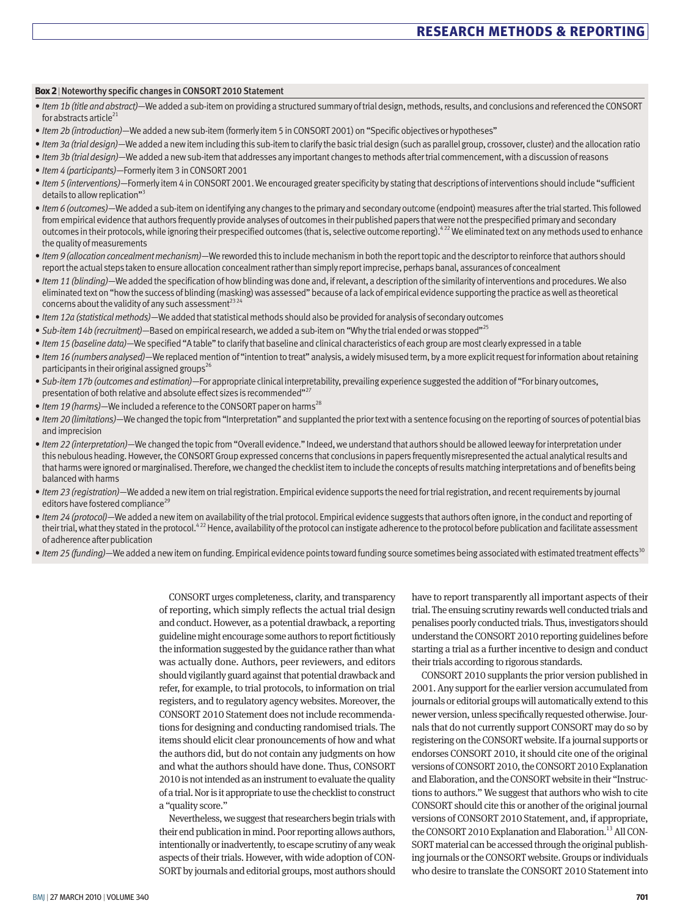**Box 2** | Noteworthy specific changes in CONSORT 2010 Statement

- *Item 1b (title and abstract)*—We added a sub-item on providing a structured summary of trial design, methods, results, and conclusions and referenced the CONSORT for abstracts article[21]
- *Item 2b (introduction)*—We added a new sub-item (formerly item 5 in CONSORT 2001) on "Specific objectives or hypotheses"
- *Item 3a (trial design)*—We added a new item including this sub-item to clarify the basic trial design (such as parallel group, crossover, cluster) and the allocation ratio
- *Item 3b (trial design)*—We added a new sub-item that addresses any important changes to methods after trial commencement, with a discussion of reasons
- *Item 4 (participants)*—Formerly item 3 in CONSORT 2001
- *Item 5 (interventions)*—Formerly item 4 in CONSORT 2001. We encouraged greater specificity by stating that descriptions of interventions should include "sufficient details to allow replication"[3]
- *Item 6 (outcomes)*—We added a sub-item on identifying any changes to the primary and secondary outcome (endpoint) measures after the trial started. This followed from empirical evidence that authors frequently provide analyses of outcomes in their published papers that were not the prespecified primary and secondary outcomes in their protocols, while ignoring their prespecified outcomes (that is, selective outcome reporting).[4,22] We eliminated text on any methods used to enhance the quality of measurements
- *Item 9 (allocation concealment mechanism)*—We reworded this to include mechanism in both the report topic and the descriptor to reinforce that authors should report the actual steps taken to ensure allocation concealment rather than simply report imprecise, perhaps banal, assurances of concealment
- *Item 11 (blinding)*—We added the specification of how blinding was done and, if relevant, a description of the similarity of interventions and procedures. We also eliminated text on "how the success of blinding (masking) was assessed" because of a lack of empirical evidence supporting the practice as well as theoretical concerns about the validity of any such assessment[23,24]
- *Item 12a (statistical methods)*—We added that statistical methods should also be provided for analysis of secondary outcomes
- *Sub-item 14b (recruitment)*—Based on empirical research, we added a sub-item on "Why the trial ended or was stopped"[25]
- *Item 15 (baseline data)*—We specified "A table" to clarify that baseline and clinical characteristics of each group are most clearly expressed in a table
- *Item 16 (numbers analysed)*—We replaced mention of "intention to treat" analysis, a widely misused term, by a more explicit request for information about retaining participants in their original assigned groups[26]
- *Sub-item 17b (outcomes and estimation)*—For appropriate clinical interpretability, prevailing experience suggested the addition of "For binary outcomes, presentation of both relative and absolute effect sizes is recommended"[27]
- *Item 19 (harms)*—We included a reference to the CONSORT paper on harms[28]
- *Item 20 (limitations)*—We changed the topic from "Interpretation" and supplanted the prior text with a sentence focusing on the reporting of sources of potential bias and imprecision
- *Item 22 (interpretation)*—We changed the topic from "Overall evidence." Indeed, we understand that authors should be allowed leeway for interpretation under this nebulous heading. However, the CONSORT Group expressed concerns that conclusions in papers frequently misrepresented the actual analytical results and that harms were ignored or marginalised. Therefore, we changed the checklist item to include the concepts of results matching interpretations and of benefits being balanced with harms
- *Item 23 (registration)*—We added a new item on trial registration. Empirical evidence supports the need for trial registration, and recent requirements by journal editors have fostered compliance[29]
- *Item 24 (protocol)*—We added a new item on availability of the trial protocol. Empirical evidence suggests that authors often ignore, in the conduct and reporting of their trial, what they stated in the protocol.[4,22] Hence, availability of the protocol can instigate adherence to the protocol before publication and facilitate assessment of adherence after publication
- *Item 25 (funding)*—We added a new item on funding. Empirical evidence points toward funding source sometimes being associated with estimated treatment effects[30]

CONSORT urges completeness, clarity, and transparency of reporting, which simply reflects the actual trial design and conduct. However, as a potential drawback, a reporting guideline might encourage some authors to report fictitiously the information suggested by the guidance rather than what was actually done. Authors, peer reviewers, and editors should vigilantly guard against that potential drawback and refer, for example, to trial protocols, to information on trial registers, and to regulatory agency websites. Moreover, the CONSORT 2010 Statement does not include recommendations for designing and conducting randomised trials. The items should elicit clear pronouncements of how and what the authors did, but do not contain any judgments on how and what the authors should have done. Thus, CONSORT 2010 is not intended as an instrument to evaluate the quality of a trial. Nor is it appropriate to use the checklist to construct a "quality score."

Nevertheless, we suggest that researchers begin trials with their end publication in mind. Poor reporting allows authors, intentionally or inadvertently, to escape scrutiny of any weak aspects of their trials. However, with wide adoption of CONSORT by journals and editorial groups, most authors should have to report transparently all important aspects of their trial. The ensuing scrutiny rewards well conducted trials and penalises poorly conducted trials. Thus, investigators should understand the CONSORT 2010 reporting guidelines before starting a trial as a further incentive to design and conduct their trials according to rigorous standards.

CONSORT 2010 supplants the prior version published in 2001. Any support for the earlier version accumulated from journals or editorial groups will automatically extend to this newer version, unless specifically requested otherwise. Journals that do not currently support CONSORT may do so by registering on the CONSORT website. If a journal supports or endorses CONSORT 2010, it should cite one of the original versions of CONSORT 2010, the CONSORT 2010 Explanation and Elaboration, and the CONSORT website in their "Instructions to authors." We suggest that authors who wish to cite CONSORT should cite this or another of the original journal versions of CONSORT 2010 Statement, and, if appropriate, the CONSORT 2010 Explanation and Elaboration.[13] All CONSORT material can be accessed through the original publishing journals or the CONSORT website. Groups or individuals who desire to translate the CONSORT 2010 Statement into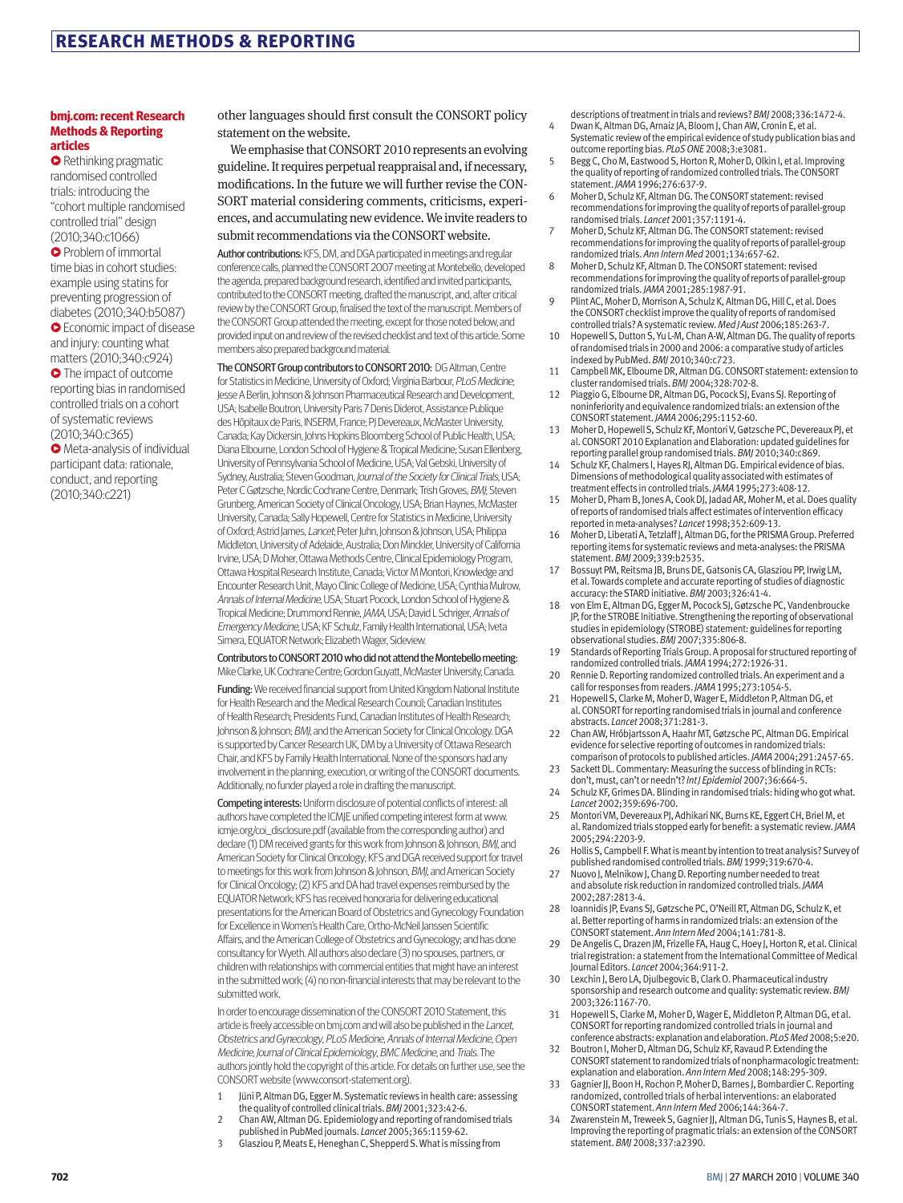**bmj.com: recent Research Methods & Reporting articles**

- Rethinking pragmatic randomised controlled trials: introducing the "cohort multiple randomised controlled trial" design (2010;340:c1066)
- Problem of immortal time bias in cohort studies: example using statins for preventing progression of diabetes (2010;340:b5087)
- Economic impact of disease and injury: counting what matters (2010;340:c924)
- The impact of outcome reporting bias in randomised controlled trials on a cohort of systematic reviews (2010;340:c365)
- Meta-analysis of individual participant data: rationale, conduct, and reporting (2010;340:c221)

other languages should first consult the CONSORT policy statement on the website.

We emphasise that CONSORT 2010 represents an evolving guideline. It requires perpetual reappraisal and, if necessary, modifications. In the future we will further revise the CONSORT material considering comments, criticisms, experiences, and accumulating new evidence. We invite readers to submit recommendations via the CONSORT website.

**Author contributions:** KFS, DM, and DGA participated in meetings and regular conference calls, planned the CONSORT 2007 meeting at Montebello, developed the agenda, prepared background research, identified and invited participants, contributed to the CONSORT meeting, drafted the manuscript, and, after critical review by the CONSORT Group, finalised the text of the manuscript. Members of the CONSORT Group attended the meeting, except for those noted below, and provided input on and review of the revised checklist and text of this article. Some members also prepared background material.

**The CONSORT Group contributors to CONSORT 2010:** DG Altman, Centre for Statistics in Medicine, University of Oxford; Virginia Barbour, *PLoS Medicine*; Jesse A Berlin, Johnson & Johnson Pharmaceutical Research and Development, USA; Isabelle Boutron, University Paris 7 Denis Diderot, Assistance Publique des Hôpitaux de Paris, INSERM, France; PJ Devereaux, McMaster University, Canada; Kay Dickersin, Johns Hopkins Bloomberg School of Public Health, USA; Diana Elbourne, London School of Hygiene & Tropical Medicine; Susan Ellenberg, University of Pennsylvania School of Medicine, USA; Val Gebski, University of Sydney, Australia; Steven Goodman, *Journal of the Society for Clinical Trials*, USA; Peter C Gøtzsche, Nordic Cochrane Centre, Denmark; Trish Groves, *BMJ*; Steven Grunberg, American Society of Clinical Oncology, USA; Brian Haynes, McMaster University, Canada; Sally Hopewell, Centre for Statistics in Medicine, University of Oxford; Astrid James, *Lancet*; Peter Juhn, Johnson & Johnson, USA; Philippa Middleton, University of Adelaide, Australia; Don Minckler, University of California Irvine, USA; D Moher, Ottawa Methods Centre, Clinical Epidemiology Program, Ottawa Hospital Research Institute, Canada; Victor M Montori, Knowledge and Encounter Research Unit, Mayo Clinic College of Medicine, USA; Cynthia Mulrow, *Annals of Internal Medicine*, USA; Stuart Pocock, London School of Hygiene & Tropical Medicine; Drummond Rennie, *JAMA*, USA; David L Schriger, *Annals of Emergency Medicine*, USA; KF Schulz, Family Health International, USA; Iveta Simera, EQUATOR Network; Elizabeth Wager, Sideview.

**Contributors to CONSORT 2010 who did not attend the Montebello meeting:** Mike Clarke, UK Cochrane Centre; Gordon Guyatt, McMaster University, Canada.

**Funding:** We received financial support from United Kingdom National Institute for Health Research and the Medical Research Council; Canadian Institutes of Health Research; Presidents Fund, Canadian Institutes of Health Research; Johnson & Johnson; *BMJ*; and the American Society for Clinical Oncology. DGA is supported by Cancer Research UK, DM by a University of Ottawa Research Chair, and KFS by Family Health International. None of the sponsors had any involvement in the planning, execution, or writing of the CONSORT documents. Additionally, no funder played a role in drafting the manuscript.

**Competing interests:** Uniform disclosure of potential conflicts of interest: all authors have completed the ICMJE unified competing interest form at www.icmje.org/coi_disclosure.pdf (available from the corresponding author) and declare (1) DM received grants for this work from Johnson & Johnson, *BMJ*, and American Society for Clinical Oncology; KFS and DGA received support for travel to meetings for this work from Johnson & Johnson, *BMJ*, and American Society for Clinical Oncology; (2) KFS and DA had travel expenses reimbursed by the EQUATOR Network; KFS has received honoraria for delivering educational presentations for the American Board of Obstetrics and Gynecology Foundation for Excellence in Women's Health Care, Ortho-McNeil Janssen Scientific Affairs, and the American College of Obstetrics and Gynecology; and has done consultancy for Wyeth. All authors also declare (3) no spouses, partners, or children with relationships with commercial entities that might have an interest in the submitted work; (4) no non-financial interests that may be relevant to the submitted work.

In order to encourage dissemination of the CONSORT 2010 Statement, this article is freely accessible on bmj.com and will also be published in the *Lancet*, *Obstetrics and Gynecology*, *PLoS Medicine*, *Annals of Internal Medicine*, *Open Medicine*, *Journal of Clinical Epidemiology*, *BMC Medicine*, and *Trials*. The authors jointly hold the copyright of this article. For details on further use, see the CONSORT website (www.consort-statement.org).

1. Jüni P, Altman DG, Egger M. Systematic reviews in health care: assessing the quality of controlled clinical trials. *BMJ* 2001;323:42-6.
2. Chan AW, Altman DG. Epidemiology and reporting of randomised trials published in PubMed journals. *Lancet* 2005;365:1159-62.
3. Glasziou P, Meats E, Heneghan C, Shepperd S. What is missing from descriptions of treatment in trials and reviews? *BMJ* 2008;336:1472-4.
4. Dwan K, Altman DG, Arnaiz JA, Bloom J, Chan AW, Cronin E, et al. Systematic review of the empirical evidence of study publication bias and outcome reporting bias. *PLoS ONE* 2008;3:e3081.
5. Begg C, Cho M, Eastwood S, Horton R, Moher D, Olkin I, et al. Improving the quality of reporting of randomized controlled trials. The CONSORT statement. *JAMA* 1996;276:637-9.
6. Moher D, Schulz KF, Altman DG. The CONSORT statement: revised recommendations for improving the quality of reports of parallel-group randomised trials. *Lancet* 2001;357:1191-4.
7. Moher D, Schulz KF, Altman DG. The CONSORT statement: revised recommendations for improving the quality of reports of parallel-group randomized trials. *Ann Intern Med* 2001;134:657-62.
8. Moher D, Schulz KF, Altman D. The CONSORT statement: revised recommendations for improving the quality of reports of parallel-group randomized trials. *JAMA* 2001;285:1987-91.
9. Plint AC, Moher D, Morrison A, Schulz K, Altman DG, Hill C, et al. Does the CONSORT checklist improve the quality of reports of randomised controlled trials? A systematic review. *Med J Aust* 2006;185:263-7.
10. Hopewell S, Dutton S, Yu L-M, Chan A-W, Altman DG. The quality of reports of randomised trials in 2000 and 2006: a comparative study of articles indexed by PubMed. *BMJ* 2010;340:c723.
11. Campbell MK, Elbourne DR, Altman DG. CONSORT statement: extension to cluster randomised trials. *BMJ* 2004;328:702-8.
12. Piaggio G, Elbourne DR, Altman DG, Pocock SJ, Evans SJ. Reporting of noninferiority and equivalence randomized trials: an extension of the CONSORT statement. *JAMA* 2006;295:1152-60.
13. Moher D, Hopewell S, Schulz KF, Montori V, Gøtzsche PC, Devereaux PJ, et al. CONSORT 2010 Explanation and Elaboration: updated guidelines for reporting parallel group randomised trials. *BMJ* 2010;340:c869.
14. Schulz KF, Chalmers I, Hayes RJ, Altman DG. Empirical evidence of bias. Dimensions of methodological quality associated with estimates of treatment effects in controlled trials. *JAMA* 1995;273:408-12.
15. Moher D, Pham B, Jones A, Cook DJ, Jadad AR, Moher M, et al. Does quality of reports of randomised trials affect estimates of intervention efficacy reported in meta-analyses? *Lancet* 1998;352:609-13.
16. Moher D, Liberati A, Tetzlaff J, Altman DG, for the PRISMA Group. Preferred reporting items for systematic reviews and meta-analyses: the PRISMA statement. *BMJ* 2009;339:b2535.
17. Bossuyt PM, Reitsma JB, Bruns DE, Gatsonis CA, Glasziou PP, Irwig LM, et al. Towards complete and accurate reporting of studies of diagnostic accuracy: the STARD initiative. *BMJ* 2003;326:41-4.
18. von Elm E, Altman DG, Egger M, Pocock SJ, Gøtzsche PC, Vandenbroucke JP, for the STROBE Initiative. Strengthening the reporting of observational studies in epidemiology (STROBE) statement: guidelines for reporting observational studies. *BMJ* 2007;335:806-8.
19. Standards of Reporting Trials Group. A proposal for structured reporting of randomized controlled trials. *JAMA* 1994;272:1926-31.
20. Rennie D. Reporting randomized controlled trials. An experiment and a call for responses from readers. *JAMA* 1995;273:1054-5.
21. Hopewell S, Clarke M, Moher D, Wager E, Middleton P, Altman DG, et al. CONSORT for reporting randomised trials in journal and conference abstracts. *Lancet* 2008;371:281-3.
22. Chan AW, Hróbjartsson A, Haahr MT, Gøtzsche PC, Altman DG. Empirical evidence for selective reporting of outcomes in randomized trials: comparison of protocols to published articles. *JAMA* 2004;291:2457-65.
23. Sackett DL. Commentary: Measuring the success of blinding in RCTs: don't, must, can't or needn't? *Int J Epidemiol* 2007;36:664-5.
24. Schulz KF, Grimes DA. Blinding in randomised trials: hiding who got what. *Lancet* 2002;359:696-700.
25. Montori VM, Devereaux PJ, Adhikari NK, Burns KE, Eggert CH, Briel M, et al. Randomized trials stopped early for benefit: a systematic review. *JAMA* 2005;294:2203-9.
26. Hollis S, Campbell F. What is meant by intention to treat analysis? Survey of published randomised controlled trials. *BMJ* 1999;319:670-4.
27. Nuovo J, Melnikow J, Chang D. Reporting number needed to treat and absolute risk reduction in randomized controlled trials. *JAMA* 2002;287:2813-4.
28. Ioannidis JP, Evans SJ, Gøtzsche PC, O'Neill RT, Altman DG, Schulz K, et al. Better reporting of harms in randomized trials: an extension of the CONSORT statement. *Ann Intern Med* 2004;141:781-8.
29. De Angelis C, Drazen JM, Frizelle FA, Haug C, Hoey J, Horton R, et al. Clinical trial registration: a statement from the International Committee of Medical Journal Editors. *Lancet* 2004;364:911-2.
30. Lexchin J, Bero LA, Djulbegovic B, Clark O. Pharmaceutical industry sponsorship and research outcome and quality: systematic review. *BMJ* 2003;326:1167-70.
31. Hopewell S, Clarke M, Moher D, Wager E, Middleton P, Altman DG, et al. CONSORT for reporting randomized controlled trials in journal and conference abstracts: explanation and elaboration. *PLoS Med* 2008;5:e20.
32. Boutron I, Moher D, Altman DG, Schulz KF, Ravaud P. Extending the CONSORT statement to randomized trials of nonpharmacologic treatment: explanation and elaboration. *Ann Intern Med* 2008;148:295-309.
33. Gagnier JJ, Boon H, Rochon P, Moher D, Barnes J, Bombardier C. Reporting randomized, controlled trials of herbal interventions: an elaborated CONSORT statement. *Ann Intern Med* 2006;144:364-7.
34. Zwarenstein M, Treweek S, Gagnier JJ, Altman DG, Tunis S, Haynes B, et al. Improving the reporting of pragmatic trials: an extension of the CONSORT statement. *BMJ* 2008;337:a2390.